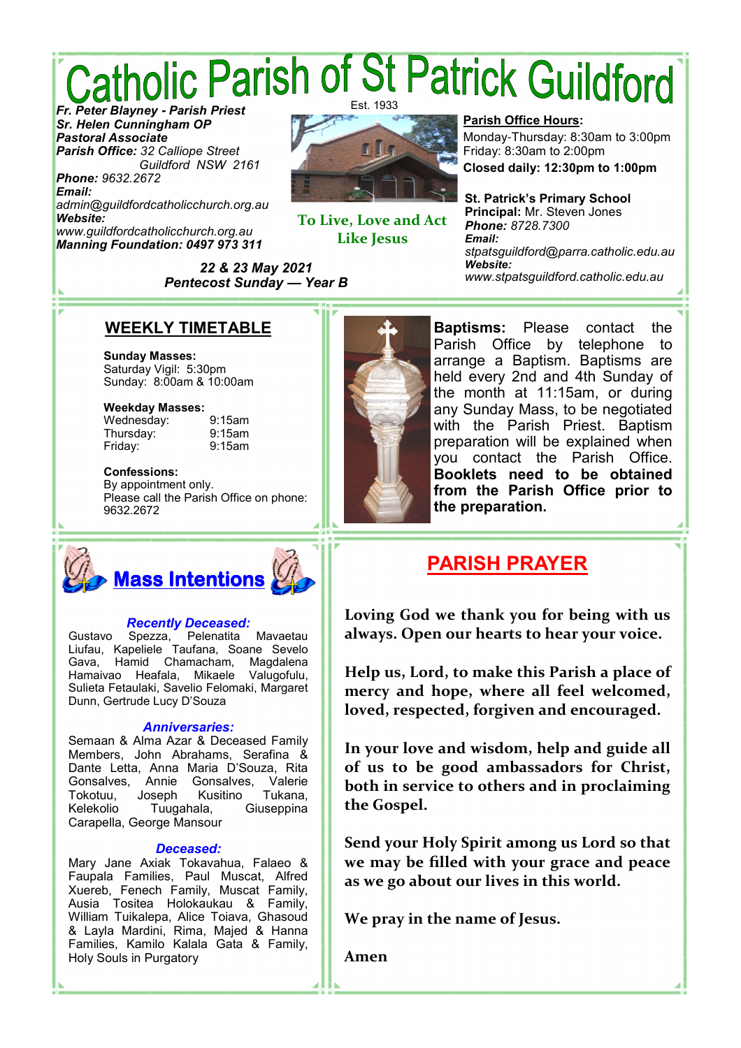# Catholic Parish of St Patrick Guildford

Est. 1933

***Fr. Peter Blayney - Parish Priest***
***Sr. Helen Cunningham OP***
***Pastoral Associate***
***Parish Office:*** *32 Calliope Street Guildford NSW 2161*
***Phone:*** *9632.2672*
***Email:***
*admin@guildfordcatholicchurch.org.au*
***Website:***
*www.guildfordcatholicchurch.org.au*
***Manning Foundation: 0497 973 311***

**To Live, Love and Act Like Jesus**

**Parish Office Hours:**
Monday-Thursday: 8:30am to 3:00pm
Friday: 8:30am to 2:00pm
**Closed daily: 12:30pm to 1:00pm**

**St. Patrick's Primary School**
**Principal:** Mr. Steven Jones
***Phone:*** *8728.7300*
***Email:***
*stpatsguildford@parra.catholic.edu.au*
***Website:***
*www.stpatsguildford.catholic.edu.au*

***22 & 23 May 2021***
***Pentecost Sunday — Year B***

## WEEKLY TIMETABLE

**Sunday Masses:**
Saturday Vigil: 5:30pm
Sunday: 8:00am & 10:00am

**Weekday Masses:**

| | |
|---|---|
| Wednesday: | 9:15am |
| Thursday: | 9:15am |
| Friday: | 9:15am |

**Confessions:**
By appointment only.
Please call the Parish Office on phone: 9632.2672

**Baptisms:** Please contact the Parish Office by telephone to arrange a Baptism. Baptisms are held every 2nd and 4th Sunday of the month at 11:15am, or during any Sunday Mass, to be negotiated with the Parish Priest. Baptism preparation will be explained when you contact the Parish Office. **Booklets need to be obtained from the Parish Office prior to the preparation.**

## Mass Intentions

***Recently Deceased:***
Gustavo Spezza, Pelenatita Mavaetau Liufau, Kapeliele Taufana, Soane Sevelo Gava, Hamid Chamacham, Magdalena Hamaivao Heafala, Mikaele Valugofulu, Sulieta Fetaulaki, Savelio Felomaki, Margaret Dunn, Gertrude Lucy D'Souza

***Anniversaries:***
Semaan & Alma Azar & Deceased Family Members, John Abrahams, Serafina & Dante Letta, Anna Maria D'Souza, Rita Gonsalves, Annie Gonsalves, Valerie Tokotuu, Joseph Kusitino Tukana, Kelekolio Tuugahala, Giuseppina Carapella, George Mansour

***Deceased:***
Mary Jane Axiak Tokavahua, Falaeo & Faupala Families, Paul Muscat, Alfred Xuereb, Fenech Family, Muscat Family, Ausia Tositea Holokaukau & Family, William Tuikalepa, Alice Toiava, Ghasoud & Layla Mardini, Rima, Majed & Hanna Families, Kamilo Kalala Gata & Family, Holy Souls in Purgatory

## PARISH PRAYER

**Loving God we thank you for being with us always. Open our hearts to hear your voice.**

**Help us, Lord, to make this Parish a place of mercy and hope, where all feel welcomed, loved, respected, forgiven and encouraged.**

**In your love and wisdom, help and guide all of us to be good ambassadors for Christ, both in service to others and in proclaiming the Gospel.**

**Send your Holy Spirit among us Lord so that we may be filled with your grace and peace as we go about our lives in this world.**

**We pray in the name of Jesus.**

**Amen**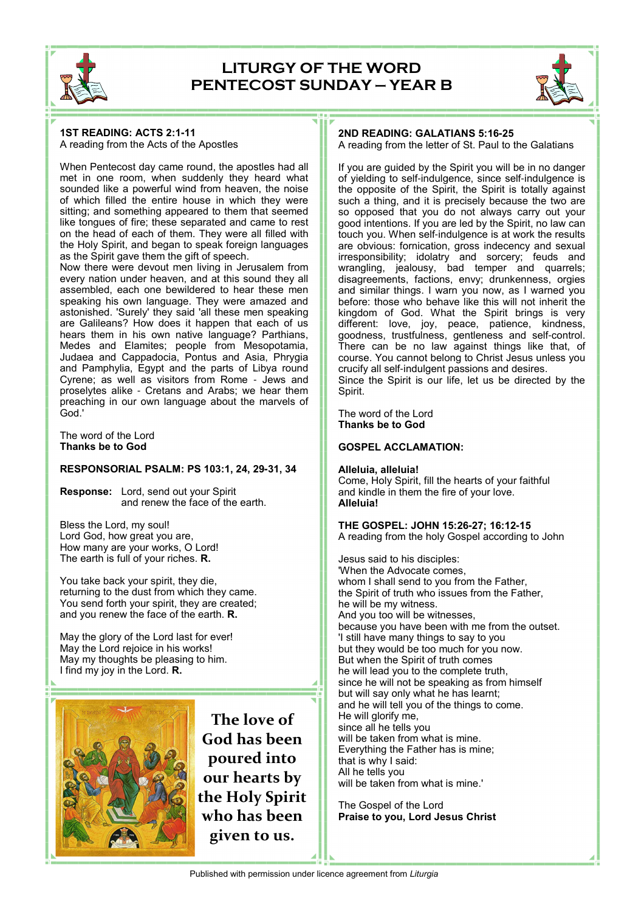# LITURGY OF THE WORD
# PENTECOST SUNDAY – YEAR B

**1ST READING: ACTS 2:1-11**
A reading from the Acts of the Apostles

When Pentecost day came round, the apostles had all met in one room, when suddenly they heard what sounded like a powerful wind from heaven, the noise of which filled the entire house in which they were sitting; and something appeared to them that seemed like tongues of fire; these separated and came to rest on the head of each of them. They were all filled with the Holy Spirit, and began to speak foreign languages as the Spirit gave them the gift of speech.
Now there were devout men living in Jerusalem from every nation under heaven, and at this sound they all assembled, each one bewildered to hear these men speaking his own language. They were amazed and astonished. 'Surely' they said 'all these men speaking are Galileans? How does it happen that each of us hears them in his own native language? Parthians, Medes and Elamites; people from Mesopotamia, Judaea and Cappadocia, Pontus and Asia, Phrygia and Pamphylia, Egypt and the parts of Libya round Cyrene; as well as visitors from Rome - Jews and proselytes alike - Cretans and Arabs; we hear them preaching in our own language about the marvels of God.'

The word of the Lord
**Thanks be to God**

**RESPONSORIAL PSALM: PS 103:1, 24, 29-31, 34**

**Response:** Lord, send out your Spirit
and renew the face of the earth.

Bless the Lord, my soul!
Lord God, how great you are,
How many are your works, O Lord!
The earth is full of your riches. **R.**

You take back your spirit, they die,
returning to the dust from which they came.
You send forth your spirit, they are created;
and you renew the face of the earth. **R.**

May the glory of the Lord last for ever!
May the Lord rejoice in his works!
May my thoughts be pleasing to him.
I find my joy in the Lord. **R.**

The love of God has been poured into our hearts by the Holy Spirit who has been given to us.

**2ND READING: GALATIANS 5:16-25**
A reading from the letter of St. Paul to the Galatians

If you are guided by the Spirit you will be in no danger of yielding to self-indulgence, since self-indulgence is the opposite of the Spirit, the Spirit is totally against such a thing, and it is precisely because the two are so opposed that you do not always carry out your good intentions. If you are led by the Spirit, no law can touch you. When self-indulgence is at work the results are obvious: fornication, gross indecency and sexual irresponsibility; idolatry and sorcery; feuds and wrangling, jealousy, bad temper and quarrels; disagreements, factions, envy; drunkenness, orgies and similar things. I warn you now, as I warned you before: those who behave like this will not inherit the kingdom of God. What the Spirit brings is very different: love, joy, peace, patience, kindness, goodness, trustfulness, gentleness and self-control. There can be no law against things like that, of course. You cannot belong to Christ Jesus unless you crucify all self-indulgent passions and desires.
Since the Spirit is our life, let us be directed by the Spirit.

The word of the Lord
**Thanks be to God**

**GOSPEL ACCLAMATION:**

**Alleluia, alleluia!**
Come, Holy Spirit, fill the hearts of your faithful
and kindle in them the fire of your love.
**Alleluia!**

**THE GOSPEL: JOHN 15:26-27; 16:12-15**
A reading from the holy Gospel according to John

Jesus said to his disciples:
'When the Advocate comes,
whom I shall send to you from the Father,
the Spirit of truth who issues from the Father,
he will be my witness.
And you too will be witnesses,
because you have been with me from the outset.
'I still have many things to say to you
but they would be too much for you now.
But when the Spirit of truth comes
he will lead you to the complete truth,
since he will not be speaking as from himself
but will say only what he has learnt;
and he will tell you of the things to come.
He will glorify me,
since all he tells you
will be taken from what is mine.
Everything the Father has is mine;
that is why I said:
All he tells you
will be taken from what is mine.'

The Gospel of the Lord
**Praise to you, Lord Jesus Christ**

Published with permission under licence agreement from *Liturgia*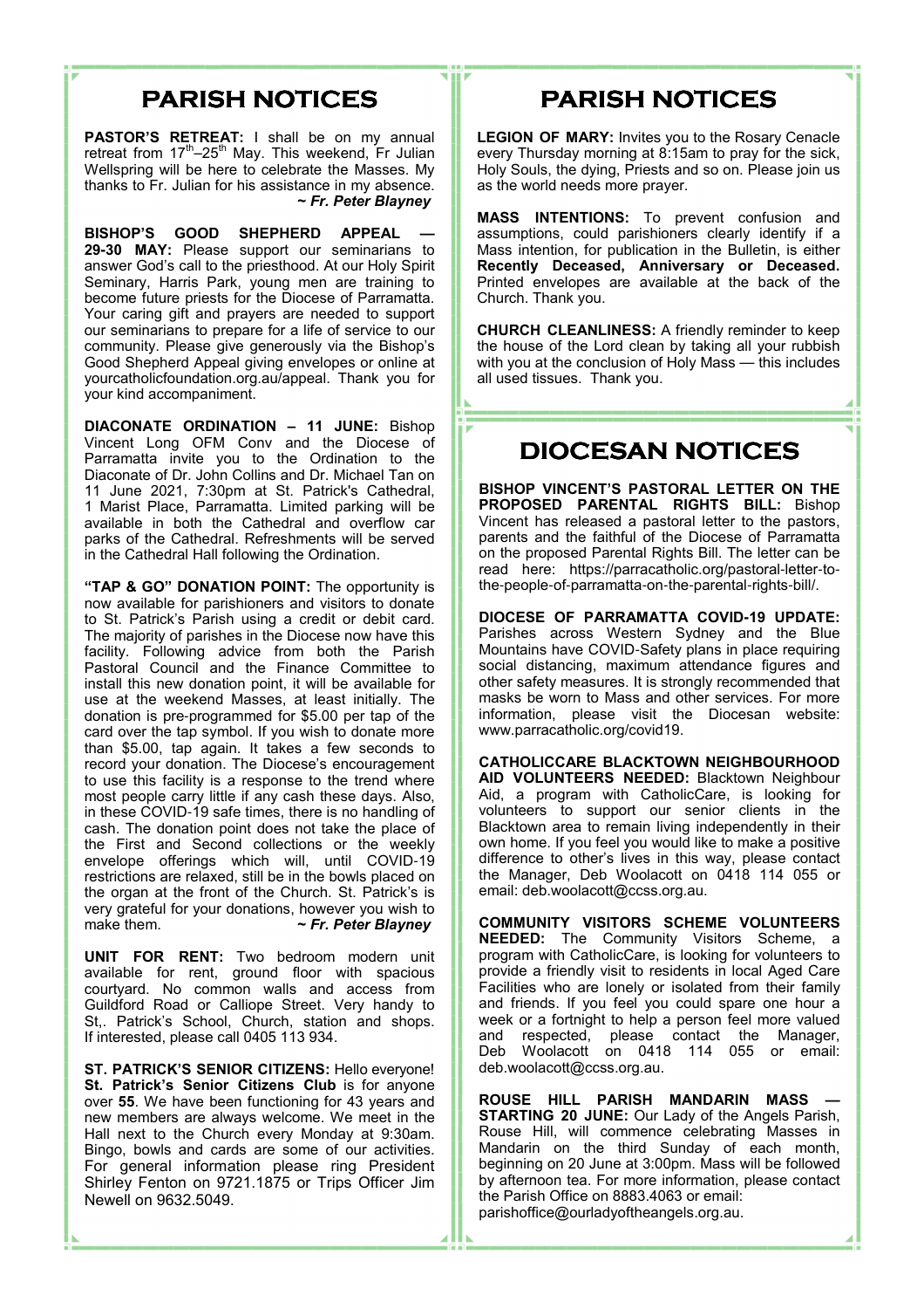# PARISH NOTICES

**PASTOR'S RETREAT:** I shall be on my annual retreat from 17th–25th May. This weekend, Fr Julian Wellspring will be here to celebrate the Masses. My thanks to Fr. Julian for his assistance in my absence.

***~ Fr. Peter Blayney***

**BISHOP'S GOOD SHEPHERD APPEAL — 29-30 MAY:** Please support our seminarians to answer God's call to the priesthood. At our Holy Spirit Seminary, Harris Park, young men are training to become future priests for the Diocese of Parramatta. Your caring gift and prayers are needed to support our seminarians to prepare for a life of service to our community. Please give generously via the Bishop's Good Shepherd Appeal giving envelopes or online at yourcatholicfoundation.org.au/appeal. Thank you for your kind accompaniment.

**DIACONATE ORDINATION – 11 JUNE:** Bishop Vincent Long OFM Conv and the Diocese of Parramatta invite you to the Ordination to the Diaconate of Dr. John Collins and Dr. Michael Tan on 11 June 2021, 7:30pm at St. Patrick's Cathedral, 1 Marist Place, Parramatta. Limited parking will be available in both the Cathedral and overflow car parks of the Cathedral. Refreshments will be served in the Cathedral Hall following the Ordination.

**"TAP & GO" DONATION POINT:** The opportunity is now available for parishioners and visitors to donate to St. Patrick's Parish using a credit or debit card. The majority of parishes in the Diocese now have this facility. Following advice from both the Parish Pastoral Council and the Finance Committee to install this new donation point, it will be available for use at the weekend Masses, at least initially. The donation is pre-programmed for $5.00 per tap of the card over the tap symbol. If you wish to donate more than $5.00, tap again. It takes a few seconds to record your donation. The Diocese's encouragement to use this facility is a response to the trend where most people carry little if any cash these days. Also, in these COVID-19 safe times, there is no handling of cash. The donation point does not take the place of the First and Second collections or the weekly envelope offerings which will, until COVID-19 restrictions are relaxed, still be in the bowls placed on the organ at the front of the Church. St. Patrick's is very grateful for your donations, however you wish to make them.

***~ Fr. Peter Blayney***

**UNIT FOR RENT:** Two bedroom modern unit available for rent, ground floor with spacious courtyard. No common walls and access from Guildford Road or Calliope Street. Very handy to St,. Patrick's School, Church, station and shops. If interested, please call 0405 113 934.

**ST. PATRICK'S SENIOR CITIZENS:** Hello everyone! **St. Patrick's Senior Citizens Club** is for anyone over **55**. We have been functioning for 43 years and new members are always welcome. We meet in the Hall next to the Church every Monday at 9:30am. Bingo, bowls and cards are some of our activities. For general information please ring President Shirley Fenton on 9721.1875 or Trips Officer Jim Newell on 9632.5049.

# PARISH NOTICES

**LEGION OF MARY:** Invites you to the Rosary Cenacle every Thursday morning at 8:15am to pray for the sick, Holy Souls, the dying, Priests and so on. Please join us as the world needs more prayer.

**MASS INTENTIONS:** To prevent confusion and assumptions, could parishioners clearly identify if a Mass intention, for publication in the Bulletin, is either **Recently Deceased, Anniversary or Deceased.** Printed envelopes are available at the back of the Church. Thank you.

**CHURCH CLEANLINESS:** A friendly reminder to keep the house of the Lord clean by taking all your rubbish with you at the conclusion of Holy Mass — this includes all used tissues. Thank you.

# DIOCESAN NOTICES

**BISHOP VINCENT'S PASTORAL LETTER ON THE PROPOSED PARENTAL RIGHTS BILL:** Bishop Vincent has released a pastoral letter to the pastors, parents and the faithful of the Diocese of Parramatta on the proposed Parental Rights Bill. The letter can be read here: https://parracatholic.org/pastoral-letter-to-the-people-of-parramatta-on-the-parental-rights-bill/.

**DIOCESE OF PARRAMATTA COVID-19 UPDATE:** Parishes across Western Sydney and the Blue Mountains have COVID-Safety plans in place requiring social distancing, maximum attendance figures and other safety measures. It is strongly recommended that masks be worn to Mass and other services. For more information, please visit the Diocesan website: www.parracatholic.org/covid19.

**CATHOLICCARE BLACKTOWN NEIGHBOURHOOD AID VOLUNTEERS NEEDED:** Blacktown Neighbour Aid, a program with CatholicCare, is looking for volunteers to support our senior clients in the Blacktown area to remain living independently in their own home. If you feel you would like to make a positive difference to other's lives in this way, please contact the Manager, Deb Woolacott on 0418 114 055 or email: deb.woolacott@ccss.org.au.

**COMMUNITY VISITORS SCHEME VOLUNTEERS NEEDED:** The Community Visitors Scheme, a program with CatholicCare, is looking for volunteers to provide a friendly visit to residents in local Aged Care Facilities who are lonely or isolated from their family and friends. If you feel you could spare one hour a week or a fortnight to help a person feel more valued and respected, please contact the Manager, Deb Woolacott on 0418 114 055 or email: deb.woolacott@ccss.org.au.

**ROUSE HILL PARISH MANDARIN MASS — STARTING 20 JUNE:** Our Lady of the Angels Parish, Rouse Hill, will commence celebrating Masses in Mandarin on the third Sunday of each month, beginning on 20 June at 3:00pm. Mass will be followed by afternoon tea. For more information, please contact the Parish Office on 8883.4063 or email: parishoffice@ourladyoftheangels.org.au.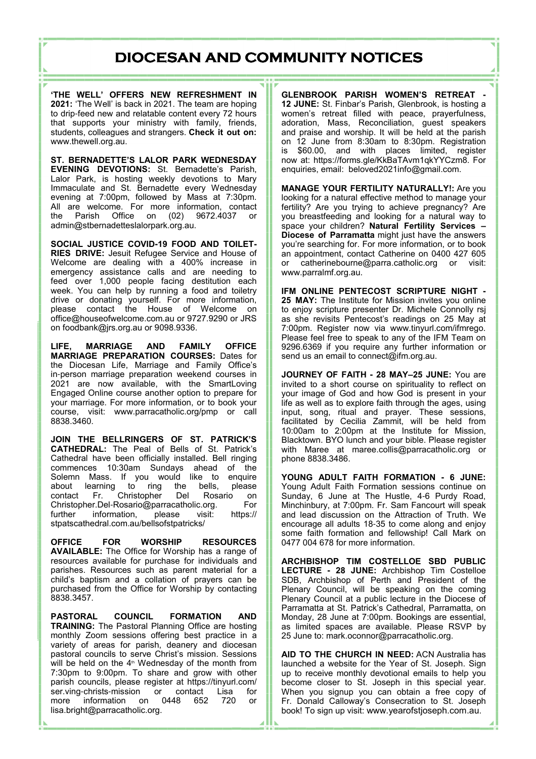# DIOCESAN AND COMMUNITY NOTICES

**'THE WELL' OFFERS NEW REFRESHMENT IN 2021:** 'The Well' is back in 2021. The team are hoping to drip-feed new and relatable content every 72 hours that supports your ministry with family, friends, students, colleagues and strangers. **Check it out on:** www.thewell.org.au.

**ST. BERNADETTE'S LALOR PARK WEDNESDAY EVENING DEVOTIONS:** St. Bernadette's Parish, Lalor Park, is hosting weekly devotions to Mary Immaculate and St. Bernadette every Wednesday evening at 7:00pm, followed by Mass at 7:30pm. All are welcome. For more information, contact the Parish Office on (02) 9672.4037 or admin@stbernadetteslalorpark.org.au.

**SOCIAL JUSTICE COVID-19 FOOD AND TOILET-RIES DRIVE:** Jesuit Refugee Service and House of Welcome are dealing with a 400% increase in emergency assistance calls and are needing to feed over 1,000 people facing destitution each week. You can help by running a food and toiletry drive or donating yourself. For more information, please contact the House of Welcome on office@houseofwelcome.com.au or 9727.9290 or JRS on foodbank@jrs.org.au or 9098.9336.

**LIFE, MARRIAGE AND FAMILY OFFICE MARRIAGE PREPARATION COURSES:** Dates for the Diocesan Life, Marriage and Family Office's in-person marriage preparation weekend courses in 2021 are now available, with the SmartLoving Engaged Online course another option to prepare for your marriage. For more information, or to book your course, visit: www.parracatholic.org/pmp or call 8838.3460.

**JOIN THE BELLRINGERS OF ST. PATRICK'S CATHEDRAL:** The Peal of Bells of St. Patrick's Cathedral have been officially installed. Bell ringing commences 10:30am Sundays ahead of the Solemn Mass. If you would like to enquire about learning to ring the bells, please contact Fr. Christopher Del Rosario on Christopher.Del-Rosario@parracatholic.org. For further information, please visit: https://stpatscathedral.com.au/bellsofstpatricks/

**OFFICE FOR WORSHIP RESOURCES AVAILABLE:** The Office for Worship has a range of resources available for purchase for individuals and parishes. Resources such as parent material for a child's baptism and a collation of prayers can be purchased from the Office for Worship by contacting 8838.3457.

**PASTORAL COUNCIL FORMATION AND TRAINING:** The Pastoral Planning Office are hosting monthly Zoom sessions offering best practice in a variety of areas for parish, deanery and diocesan pastoral councils to serve Christ's mission. Sessions will be held on the 4th Wednesday of the month from 7:30pm to 9:00pm. To share and grow with other parish councils, please register at https://tinyurl.com/ser.ving-christs-mission or contact Lisa for more information on 0448 652 720 or lisa.bright@parracatholic.org.

**GLENBROOK PARISH WOMEN'S RETREAT - 12 JUNE:** St. Finbar's Parish, Glenbrook, is hosting a women's retreat filled with peace, prayerfulness, adoration, Mass, Reconciliation, guest speakers and praise and worship. It will be held at the parish on 12 June from 8:30am to 8:30pm. Registration is $60.00, and with places limited, register now at: https://forms.gle/KkBaTAvm1qkYYCzm8. For enquiries, email: beloved2021info@gmail.com.

**MANAGE YOUR FERTILITY NATURALLY!:** Are you looking for a natural effective method to manage your fertility? Are you trying to achieve pregnancy? Are you breastfeeding and looking for a natural way to space your children? **Natural Fertility Services – Diocese of Parramatta** might just have the answers you're searching for. For more information, or to book an appointment, contact Catherine on 0400 427 605 or catherinebourne@parra.catholic.org or visit: www.parralmf.org.au.

**IFM ONLINE PENTECOST SCRIPTURE NIGHT - 25 MAY:** The Institute for Mission invites you online to enjoy scripture presenter Dr. Michele Connolly rsj as she revisits Pentecost's readings on 25 May at 7:00pm. Register now via www.tinyurl.com/ifmrego. Please feel free to speak to any of the IFM Team on 9296.6369 if you require any further information or send us an email to connect@ifm.org.au.

**JOURNEY OF FAITH - 28 MAY–25 JUNE:** You are invited to a short course on spirituality to reflect on your image of God and how God is present in your life as well as to explore faith through the ages, using input, song, ritual and prayer. These sessions, facilitated by Cecilia Zammit, will be held from 10:00am to 2:00pm at the Institute for Mission, Blacktown. BYO lunch and your bible. Please register with Maree at maree.collis@parracatholic.org or phone 8838.3486.

**YOUNG ADULT FAITH FORMATION - 6 JUNE:** Young Adult Faith Formation sessions continue on Sunday, 6 June at The Hustle, 4-6 Purdy Road, Minchinbury, at 7:00pm. Fr. Sam Fancourt will speak and lead discussion on the Attraction of Truth. We encourage all adults 18-35 to come along and enjoy some faith formation and fellowship! Call Mark on 0477 004 678 for more information.

**ARCHBISHOP TIM COSTELLOE SBD PUBLIC LECTURE - 28 JUNE:** Archbishop Tim Costelloe SDB, Archbishop of Perth and President of the Plenary Council, will be speaking on the coming Plenary Council at a public lecture in the Diocese of Parramatta at St. Patrick's Cathedral, Parramatta, on Monday, 28 June at 7:00pm. Bookings are essential, as limited spaces are available. Please RSVP by 25 June to: mark.oconnor@parracatholic.org.

**AID TO THE CHURCH IN NEED:** ACN Australia has launched a website for the Year of St. Joseph. Sign up to receive monthly devotional emails to help you become closer to St. Joseph in this special year. When you signup you can obtain a free copy of Fr. Donald Calloway's Consecration to St. Joseph book! To sign up visit: www.yearofstjoseph.com.au.